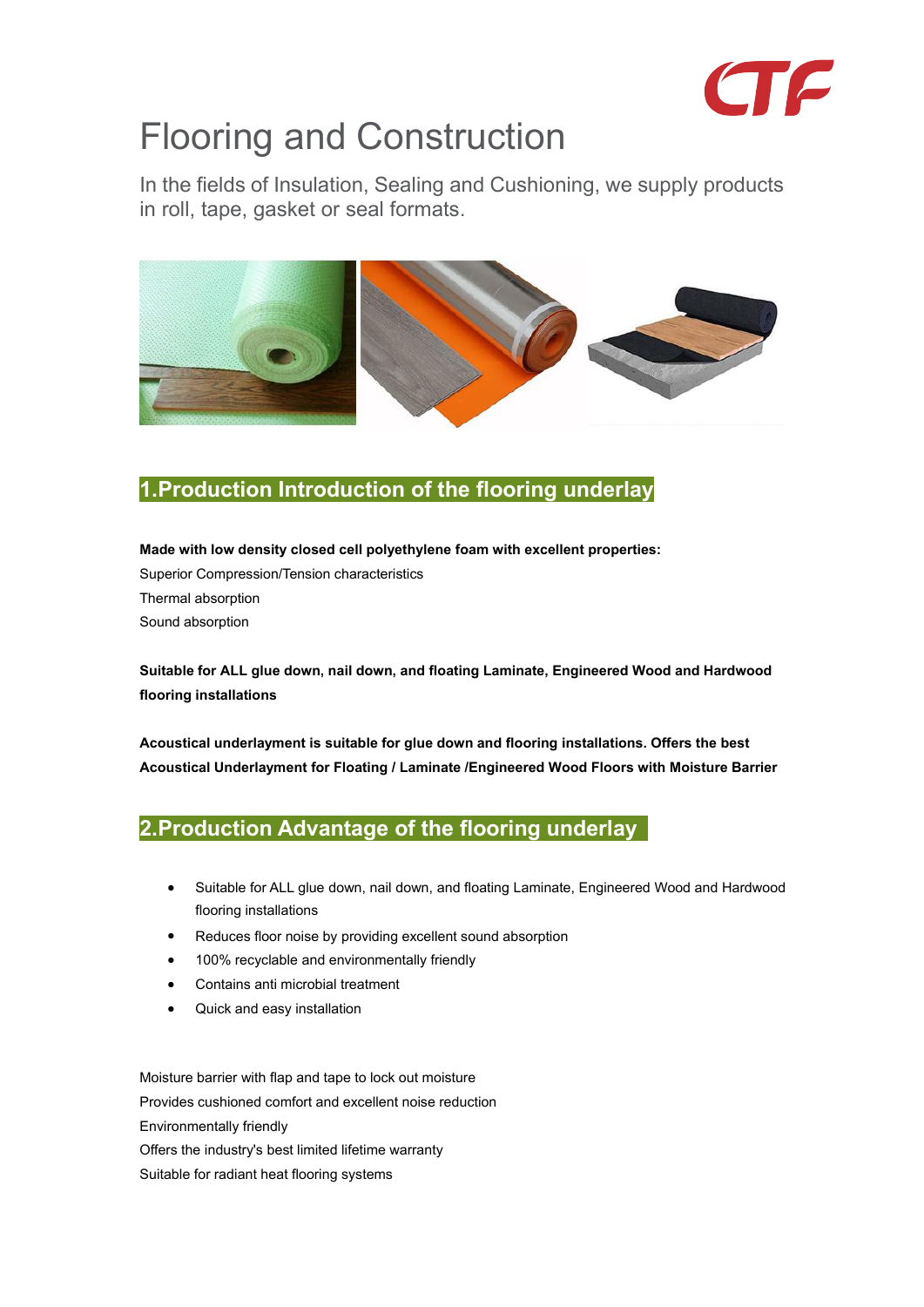# Flooring and Construction

In the fields of Insulation, Sealing and Cushioning, we supply products in roll, tape, gasket or seal formats.

## 1.Production Introduction of the flooring underlay

**Made with low density closed cell polyethylene foam with excellent properties:**

Superior Compression/Tension characteristics

Thermal absorption

Sound absorption

**Suitable for ALL glue down, nail down, and floating Laminate, Engineered Wood and Hardwood flooring installations**

**Acoustical underlayment is suitable for glue down and flooring installations. Offers the best Acoustical Underlayment for Floating / Laminate /Engineered Wood Floors with Moisture Barrier**

## 2.Production Advantage of the flooring underlay

- Suitable for ALL glue down, nail down, and floating Laminate, Engineered Wood and Hardwood flooring installations
- Reduces floor noise by providing excellent sound absorption
- 100% recyclable and environmentally friendly
- Contains anti microbial treatment
- Quick and easy installation

Moisture barrier with flap and tape to lock out moisture

Provides cushioned comfort and excellent noise reduction

Environmentally friendly

Offers the industry's best limited lifetime warranty

Suitable for radiant heat flooring systems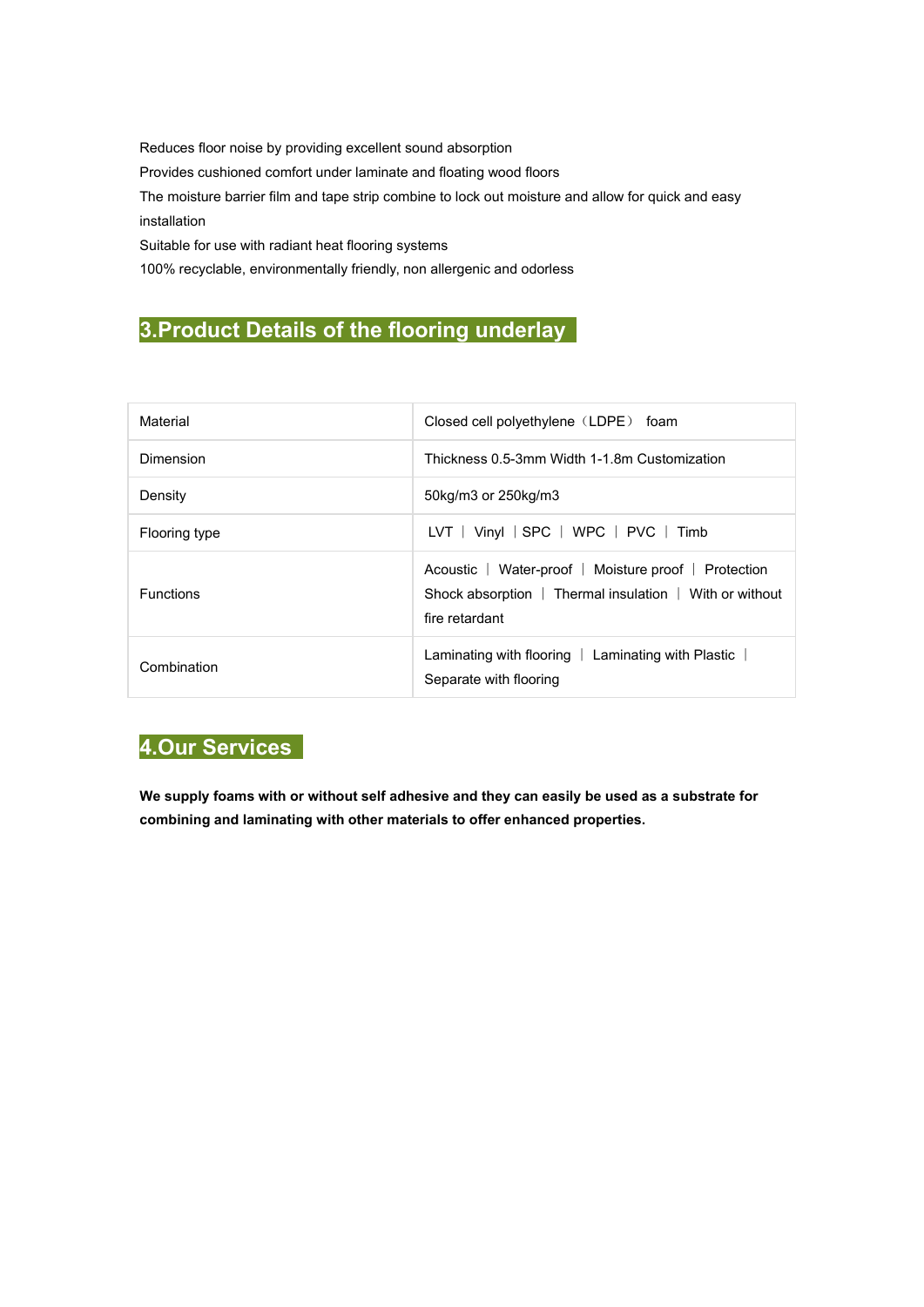Reduces floor noise by providing excellent sound absorption

Provides cushioned comfort under laminate and floating wood floors

The moisture barrier film and tape strip combine to lock out moisture and allow for quick and easy installation

Suitable for use with radiant heat flooring systems

100% recyclable, environmentally friendly, non allergenic and odorless

## 3.Product Details of the flooring underlay

| | |
|---|---|
| Material | Closed cell polyethylene（LDPE） foam |
| Dimension | Thickness 0.5-3mm Width 1-1.8m Customization |
| Density | 50kg/m3 or 250kg/m3 |
| Flooring type | LVT ｜ Vinyl ｜SPC ｜ WPC ｜ PVC ｜ Timb |
| Functions | Acoustic ｜ Water-proof ｜ Moisture proof ｜ Protection Shock absorption ｜ Thermal insulation ｜ With or without fire retardant |
| Combination | Laminating with flooring ｜ Laminating with Plastic ｜ Separate with flooring |

## 4.Our Services

**We supply foams with or without self adhesive and they can easily be used as a substrate for combining and laminating with other materials to offer enhanced properties.**